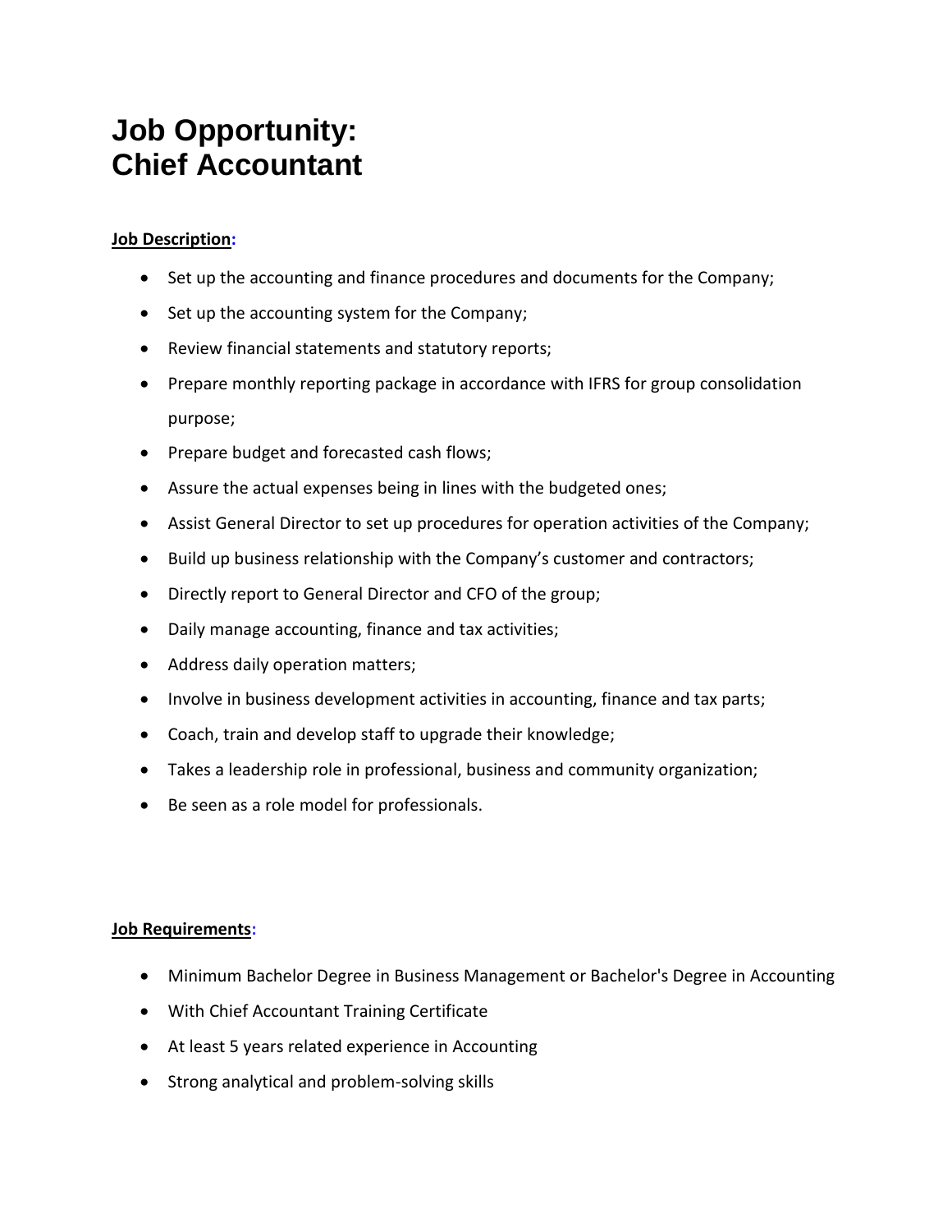# Job Opportunity:
# Chief Accountant

**Job Description:**

- Set up the accounting and finance procedures and documents for the Company;
- Set up the accounting system for the Company;
- Review financial statements and statutory reports;
- Prepare monthly reporting package in accordance with IFRS for group consolidation purpose;
- Prepare budget and forecasted cash flows;
- Assure the actual expenses being in lines with the budgeted ones;
- Assist General Director to set up procedures for operation activities of the Company;
- Build up business relationship with the Company's customer and contractors;
- Directly report to General Director and CFO of the group;
- Daily manage accounting, finance and tax activities;
- Address daily operation matters;
- Involve in business development activities in accounting, finance and tax parts;
- Coach, train and develop staff to upgrade their knowledge;
- Takes a leadership role in professional, business and community organization;
- Be seen as a role model for professionals.

**Job Requirements:**

- Minimum Bachelor Degree in Business Management or Bachelor's Degree in Accounting
- With Chief Accountant Training Certificate
- At least 5 years related experience in Accounting
- Strong analytical and problem-solving skills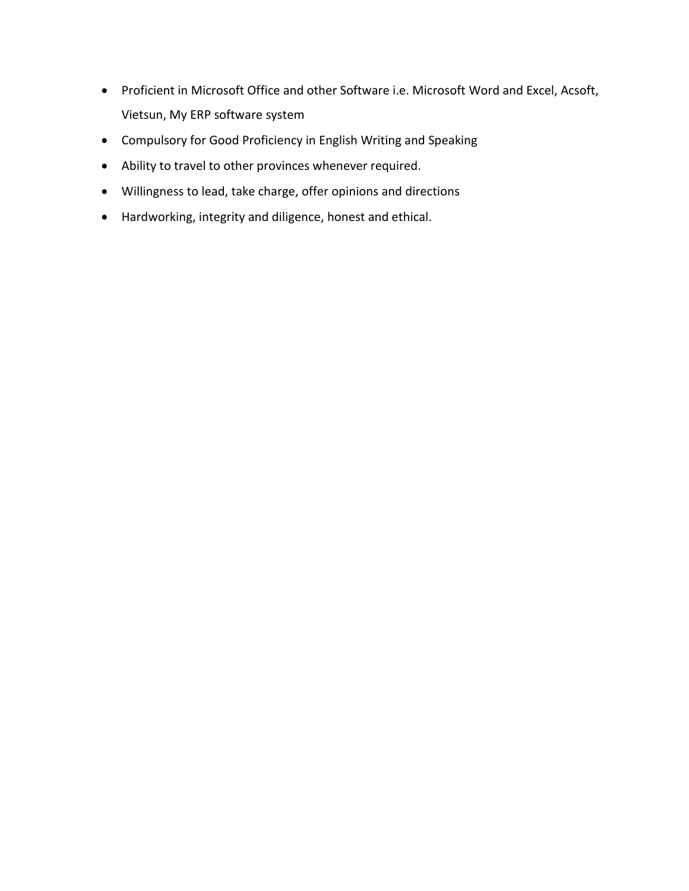- Proficient in Microsoft Office and other Software i.e. Microsoft Word and Excel, Acsoft, Vietsun, My ERP software system
- Compulsory for Good Proficiency in English Writing and Speaking
- Ability to travel to other provinces whenever required.
- Willingness to lead, take charge, offer opinions and directions
- Hardworking, integrity and diligence, honest and ethical.